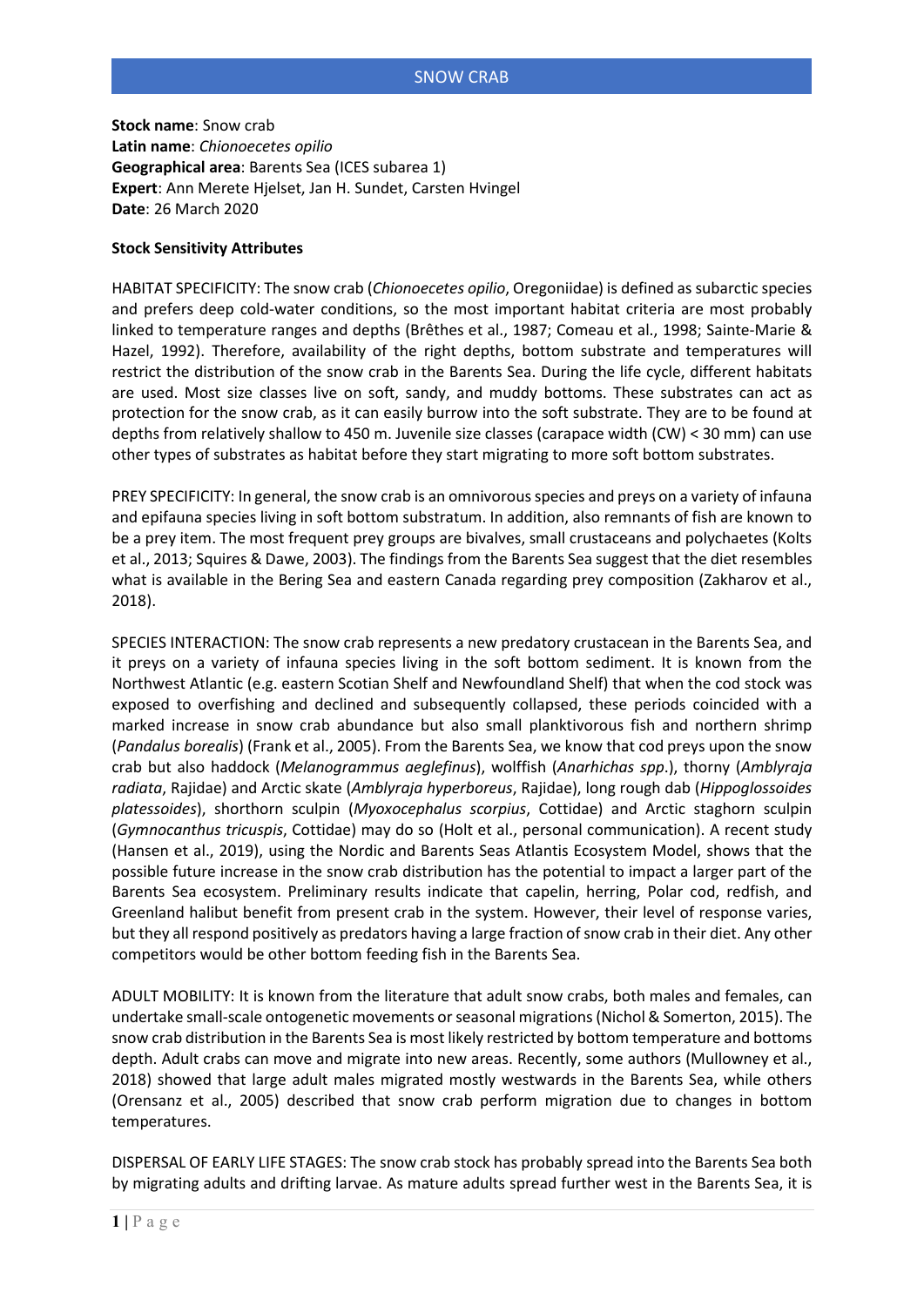# SNOW CRAB

**Stock name**: Snow crab
**Latin name**: *Chionoecetes opilio*
**Geographical area**: Barents Sea (ICES subarea 1)
**Expert**: Ann Merete Hjelset, Jan H. Sundet, Carsten Hvingel
**Date**: 26 March 2020

**Stock Sensitivity Attributes**

HABITAT SPECIFICITY: The snow crab (*Chionoecetes opilio*, Oregoniidae) is defined as subarctic species and prefers deep cold-water conditions, so the most important habitat criteria are most probably linked to temperature ranges and depths (Brêthes et al., 1987; Comeau et al., 1998; Sainte-Marie & Hazel, 1992). Therefore, availability of the right depths, bottom substrate and temperatures will restrict the distribution of the snow crab in the Barents Sea. During the life cycle, different habitats are used. Most size classes live on soft, sandy, and muddy bottoms. These substrates can act as protection for the snow crab, as it can easily burrow into the soft substrate. They are to be found at depths from relatively shallow to 450 m. Juvenile size classes (carapace width (CW) < 30 mm) can use other types of substrates as habitat before they start migrating to more soft bottom substrates.

PREY SPECIFICITY: In general, the snow crab is an omnivorous species and preys on a variety of infauna and epifauna species living in soft bottom substratum. In addition, also remnants of fish are known to be a prey item. The most frequent prey groups are bivalves, small crustaceans and polychaetes (Kolts et al., 2013; Squires & Dawe, 2003). The findings from the Barents Sea suggest that the diet resembles what is available in the Bering Sea and eastern Canada regarding prey composition (Zakharov et al., 2018).

SPECIES INTERACTION: The snow crab represents a new predatory crustacean in the Barents Sea, and it preys on a variety of infauna species living in the soft bottom sediment. It is known from the Northwest Atlantic (e.g. eastern Scotian Shelf and Newfoundland Shelf) that when the cod stock was exposed to overfishing and declined and subsequently collapsed, these periods coincided with a marked increase in snow crab abundance but also small planktivorous fish and northern shrimp (*Pandalus borealis*) (Frank et al., 2005). From the Barents Sea, we know that cod preys upon the snow crab but also haddock (*Melanogrammus aeglefinus*), wolffish (*Anarhichas spp*.), thorny (*Amblyraja radiata*, Rajidae) and Arctic skate (*Amblyraja hyperboreus*, Rajidae), long rough dab (*Hippoglossoides platessoides*), shorthorn sculpin (*Myoxocephalus scorpius*, Cottidae) and Arctic staghorn sculpin (*Gymnocanthus tricuspis*, Cottidae) may do so (Holt et al., personal communication). A recent study (Hansen et al., 2019), using the Nordic and Barents Seas Atlantis Ecosystem Model, shows that the possible future increase in the snow crab distribution has the potential to impact a larger part of the Barents Sea ecosystem. Preliminary results indicate that capelin, herring, Polar cod, redfish, and Greenland halibut benefit from present crab in the system. However, their level of response varies, but they all respond positively as predators having a large fraction of snow crab in their diet. Any other competitors would be other bottom feeding fish in the Barents Sea.

ADULT MOBILITY: It is known from the literature that adult snow crabs, both males and females, can undertake small-scale ontogenetic movements or seasonal migrations (Nichol & Somerton, 2015). The snow crab distribution in the Barents Sea is most likely restricted by bottom temperature and bottoms depth. Adult crabs can move and migrate into new areas. Recently, some authors (Mullowney et al., 2018) showed that large adult males migrated mostly westwards in the Barents Sea, while others (Orensanz et al., 2005) described that snow crab perform migration due to changes in bottom temperatures.

DISPERSAL OF EARLY LIFE STAGES: The snow crab stock has probably spread into the Barents Sea both by migrating adults and drifting larvae. As mature adults spread further west in the Barents Sea, it is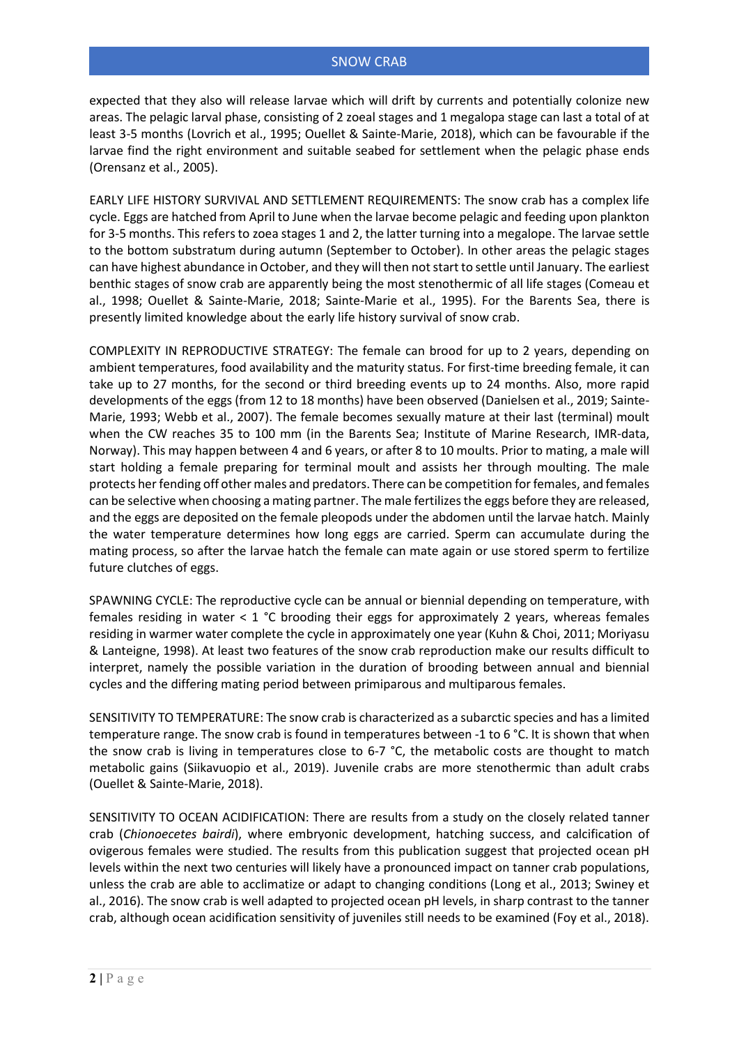expected that they also will release larvae which will drift by currents and potentially colonize new areas. The pelagic larval phase, consisting of 2 zoeal stages and 1 megalopa stage can last a total of at least 3-5 months (Lovrich et al., 1995; Ouellet & Sainte-Marie, 2018), which can be favourable if the larvae find the right environment and suitable seabed for settlement when the pelagic phase ends (Orensanz et al., 2005).

EARLY LIFE HISTORY SURVIVAL AND SETTLEMENT REQUIREMENTS: The snow crab has a complex life cycle. Eggs are hatched from April to June when the larvae become pelagic and feeding upon plankton for 3-5 months. This refers to zoea stages 1 and 2, the latter turning into a megalope. The larvae settle to the bottom substratum during autumn (September to October). In other areas the pelagic stages can have highest abundance in October, and they will then not start to settle until January. The earliest benthic stages of snow crab are apparently being the most stenothermic of all life stages (Comeau et al., 1998; Ouellet & Sainte-Marie, 2018; Sainte-Marie et al., 1995). For the Barents Sea, there is presently limited knowledge about the early life history survival of snow crab.

COMPLEXITY IN REPRODUCTIVE STRATEGY: The female can brood for up to 2 years, depending on ambient temperatures, food availability and the maturity status. For first-time breeding female, it can take up to 27 months, for the second or third breeding events up to 24 months. Also, more rapid developments of the eggs (from 12 to 18 months) have been observed (Danielsen et al., 2019; Sainte-Marie, 1993; Webb et al., 2007). The female becomes sexually mature at their last (terminal) moult when the CW reaches 35 to 100 mm (in the Barents Sea; Institute of Marine Research, IMR-data, Norway). This may happen between 4 and 6 years, or after 8 to 10 moults. Prior to mating, a male will start holding a female preparing for terminal moult and assists her through moulting. The male protects her fending off other males and predators. There can be competition for females, and females can be selective when choosing a mating partner. The male fertilizes the eggs before they are released, and the eggs are deposited on the female pleopods under the abdomen until the larvae hatch. Mainly the water temperature determines how long eggs are carried. Sperm can accumulate during the mating process, so after the larvae hatch the female can mate again or use stored sperm to fertilize future clutches of eggs.

SPAWNING CYCLE: The reproductive cycle can be annual or biennial depending on temperature, with females residing in water < 1 °C brooding their eggs for approximately 2 years, whereas females residing in warmer water complete the cycle in approximately one year (Kuhn & Choi, 2011; Moriyasu & Lanteigne, 1998). At least two features of the snow crab reproduction make our results difficult to interpret, namely the possible variation in the duration of brooding between annual and biennial cycles and the differing mating period between primiparous and multiparous females.

SENSITIVITY TO TEMPERATURE: The snow crab is characterized as a subarctic species and has a limited temperature range. The snow crab is found in temperatures between -1 to 6 °C. It is shown that when the snow crab is living in temperatures close to 6-7 °C, the metabolic costs are thought to match metabolic gains (Siikavuopio et al., 2019). Juvenile crabs are more stenothermic than adult crabs (Ouellet & Sainte-Marie, 2018).

SENSITIVITY TO OCEAN ACIDIFICATION: There are results from a study on the closely related tanner crab (*Chionoecetes bairdi*), where embryonic development, hatching success, and calcification of ovigerous females were studied. The results from this publication suggest that projected ocean pH levels within the next two centuries will likely have a pronounced impact on tanner crab populations, unless the crab are able to acclimatize or adapt to changing conditions (Long et al., 2013; Swiney et al., 2016). The snow crab is well adapted to projected ocean pH levels, in sharp contrast to the tanner crab, although ocean acidification sensitivity of juveniles still needs to be examined (Foy et al., 2018).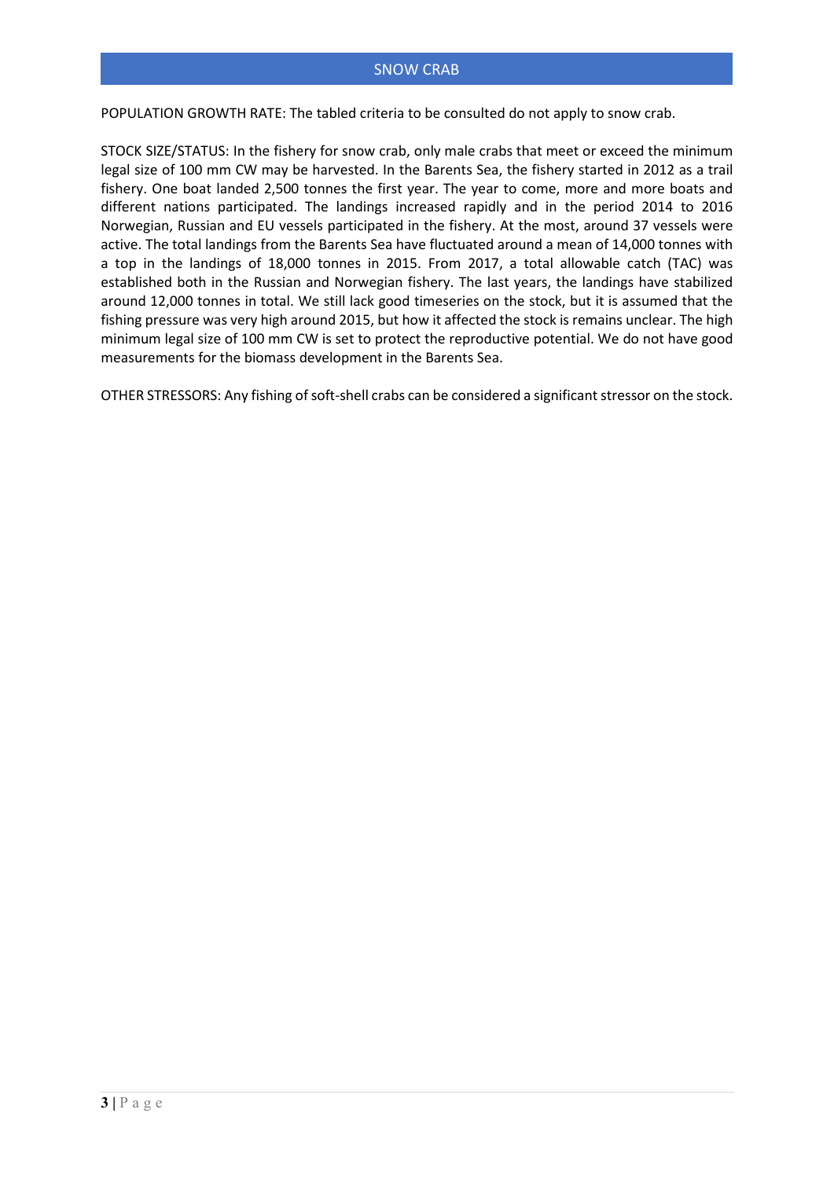## SNOW CRAB

POPULATION GROWTH RATE: The tabled criteria to be consulted do not apply to snow crab.

STOCK SIZE/STATUS: In the fishery for snow crab, only male crabs that meet or exceed the minimum legal size of 100 mm CW may be harvested. In the Barents Sea, the fishery started in 2012 as a trail fishery. One boat landed 2,500 tonnes the first year. The year to come, more and more boats and different nations participated. The landings increased rapidly and in the period 2014 to 2016 Norwegian, Russian and EU vessels participated in the fishery. At the most, around 37 vessels were active. The total landings from the Barents Sea have fluctuated around a mean of 14,000 tonnes with a top in the landings of 18,000 tonnes in 2015. From 2017, a total allowable catch (TAC) was established both in the Russian and Norwegian fishery. The last years, the landings have stabilized around 12,000 tonnes in total. We still lack good timeseries on the stock, but it is assumed that the fishing pressure was very high around 2015, but how it affected the stock is remains unclear. The high minimum legal size of 100 mm CW is set to protect the reproductive potential. We do not have good measurements for the biomass development in the Barents Sea.

OTHER STRESSORS: Any fishing of soft-shell crabs can be considered a significant stressor on the stock.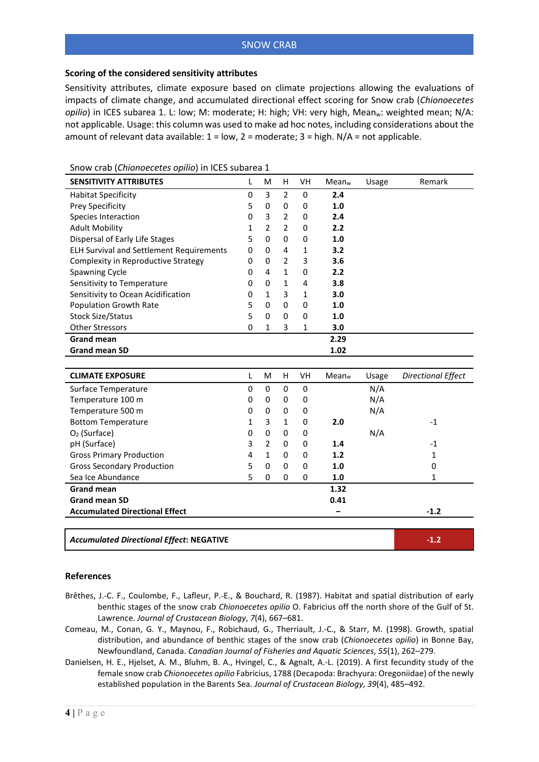SNOW CRAB

### Scoring of the considered sensitivity attributes

Sensitivity attributes, climate exposure based on climate projections allowing the evaluations of impacts of climate change, and accumulated directional effect scoring for Snow crab (*Chionoecetes opilio*) in ICES subarea 1. L: low; M: moderate; H: high; VH: very high, $Mean_w$: weighted mean; N/A: not applicable. Usage: this column was used to make ad hoc notes, including considerations about the amount of relevant data available: 1 = low, 2 = moderate; 3 = high. N/A = not applicable.

Snow crab (*Chionoecetes opilio*) in ICES subarea 1

| SENSITIVITY ATTRIBUTES | L | M | H | VH | $Mean_w$ | Usage | Remark |
|---|---|---|---|---|---|---|---|
| Habitat Specificity | 0 | 3 | 2 | 0 | **2.4** | | |
| Prey Specificity | 5 | 0 | 0 | 0 | **1.0** | | |
| Species Interaction | 0 | 3 | 2 | 0 | **2.4** | | |
| Adult Mobility | 1 | 2 | 2 | 0 | **2.2** | | |
| Dispersal of Early Life Stages | 5 | 0 | 0 | 0 | **1.0** | | |
| ELH Survival and Settlement Requirements | 0 | 0 | 4 | 1 | **3.2** | | |
| Complexity in Reproductive Strategy | 0 | 0 | 2 | 3 | **3.6** | | |
| Spawning Cycle | 0 | 4 | 1 | 0 | **2.2** | | |
| Sensitivity to Temperature | 0 | 0 | 1 | 4 | **3.8** | | |
| Sensitivity to Ocean Acidification | 0 | 1 | 3 | 1 | **3.0** | | |
| Population Growth Rate | 5 | 0 | 0 | 0 | **1.0** | | |
| Stock Size/Status | 5 | 0 | 0 | 0 | **1.0** | | |
| Other Stressors | 0 | 1 | 3 | 1 | **3.0** | | |
| **Grand mean** | | | | | **2.29** | | |
| **Grand mean SD** | | | | | **1.02** | | |

| CLIMATE EXPOSURE | L | M | H | VH | $Mean_w$ | Usage | *Directional Effect* |
|---|---|---|---|---|---|---|---|
| Surface Temperature | 0 | 0 | 0 | 0 | | N/A | |
| Temperature 100 m | 0 | 0 | 0 | 0 | | N/A | |
| Temperature 500 m | 0 | 0 | 0 | 0 | | N/A | |
| Bottom Temperature | 1 | 3 | 1 | 0 | **2.0** | | -1 |
| $O_2$ (Surface) | 0 | 0 | 0 | 0 | | N/A | |
| pH (Surface) | 3 | 2 | 0 | 0 | **1.4** | | -1 |
| Gross Primary Production | 4 | 1 | 0 | 0 | **1.2** | | 1 |
| Gross Secondary Production | 5 | 0 | 0 | 0 | **1.0** | | 0 |
| Sea Ice Abundance | 5 | 0 | 0 | 0 | **1.0** | | 1 |
| **Grand mean** | | | | | **1.32** | | |
| **Grand mean SD** | | | | | **0.41** | | |
| **Accumulated Directional Effect** | | | | | **–** | | **-1.2** |

| ***Accumulated Directional Effect*: NEGATIVE** | **-1.2** |
|---|---|

### References

Brêthes, J.-C. F., Coulombe, F., Lafleur, P.-E., & Bouchard, R. (1987). Habitat and spatial distribution of early benthic stages of the snow crab *Chionoecetes opilio* O. Fabricius off the north shore of the Gulf of St. Lawrence. *Journal of Crustacean Biology*, *7*(4), 667–681.

Comeau, M., Conan, G. Y., Maynou, F., Robichaud, G., Therriault, J.-C., & Starr, M. (1998). Growth, spatial distribution, and abundance of benthic stages of the snow crab (*Chionoecetes opilio*) in Bonne Bay, Newfoundland, Canada. *Canadian Journal of Fisheries and Aquatic Sciences*, *55*(1), 262–279.

Danielsen, H. E., Hjelset, A. M., Bluhm, B. A., Hvingel, C., & Agnalt, A.-L. (2019). A first fecundity study of the female snow crab *Chionoecetes opilio* Fabricius, 1788 (Decapoda: Brachyura: Oregoniidae) of the newly established population in the Barents Sea. *Journal of Crustacean Biology*, *39*(4), 485–492.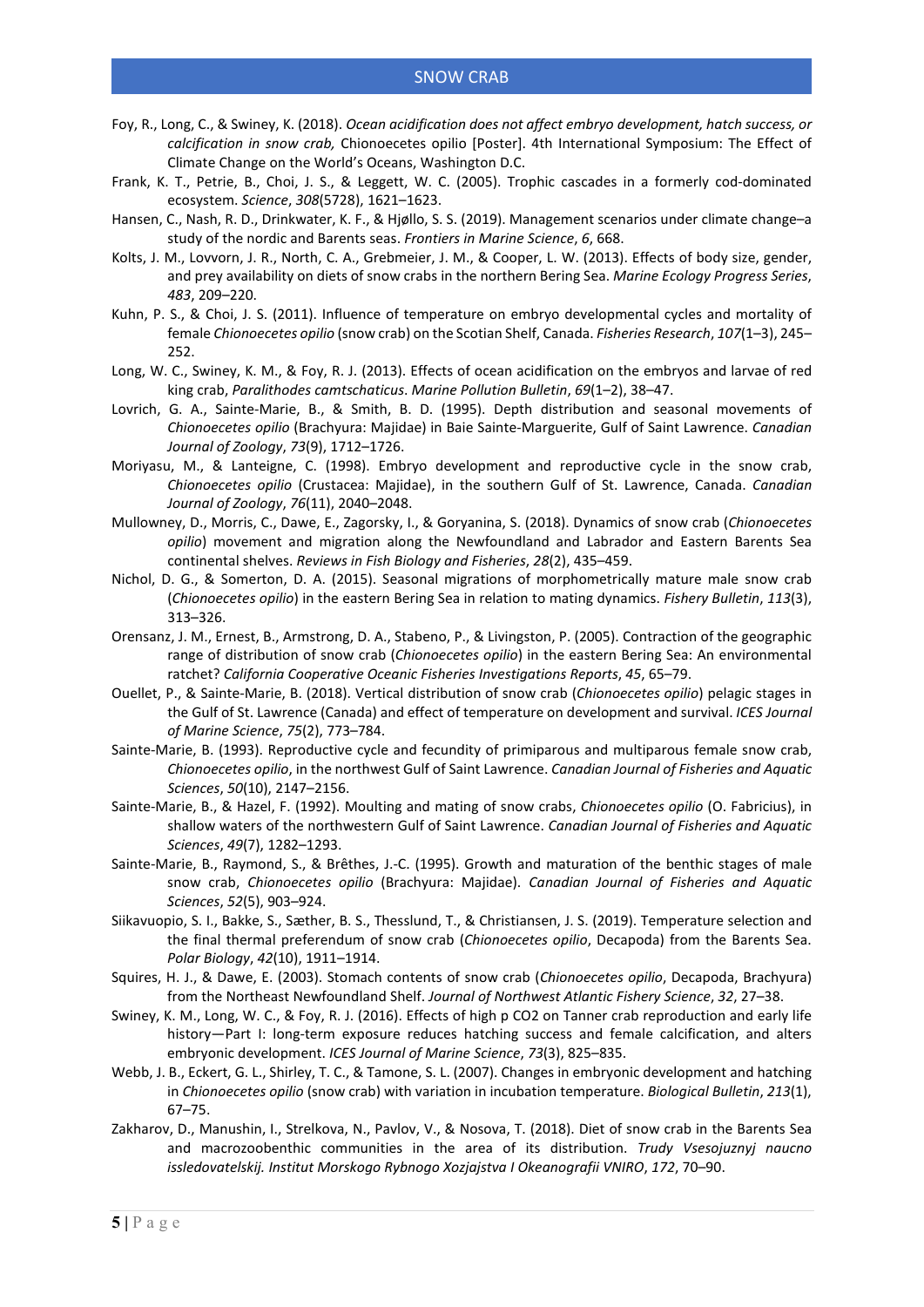Foy, R., Long, C., & Swiney, K. (2018). *Ocean acidification does not affect embryo development, hatch success, or calcification in snow crab,* Chionoecetes opilio [Poster]. 4th International Symposium: The Effect of Climate Change on the World's Oceans, Washington D.C.

Frank, K. T., Petrie, B., Choi, J. S., & Leggett, W. C. (2005). Trophic cascades in a formerly cod-dominated ecosystem. *Science*, *308*(5728), 1621–1623.

Hansen, C., Nash, R. D., Drinkwater, K. F., & Hjøllo, S. S. (2019). Management scenarios under climate change–a study of the nordic and Barents seas. *Frontiers in Marine Science*, *6*, 668.

Kolts, J. M., Lovvorn, J. R., North, C. A., Grebmeier, J. M., & Cooper, L. W. (2013). Effects of body size, gender, and prey availability on diets of snow crabs in the northern Bering Sea. *Marine Ecology Progress Series*, *483*, 209–220.

Kuhn, P. S., & Choi, J. S. (2011). Influence of temperature on embryo developmental cycles and mortality of female *Chionoecetes opilio* (snow crab) on the Scotian Shelf, Canada. *Fisheries Research*, *107*(1–3), 245–252.

Long, W. C., Swiney, K. M., & Foy, R. J. (2013). Effects of ocean acidification on the embryos and larvae of red king crab, *Paralithodes camtschaticus*. *Marine Pollution Bulletin*, *69*(1–2), 38–47.

Lovrich, G. A., Sainte-Marie, B., & Smith, B. D. (1995). Depth distribution and seasonal movements of *Chionoecetes opilio* (Brachyura: Majidae) in Baie Sainte-Marguerite, Gulf of Saint Lawrence. *Canadian Journal of Zoology*, *73*(9), 1712–1726.

Moriyasu, M., & Lanteigne, C. (1998). Embryo development and reproductive cycle in the snow crab, *Chionoecetes opilio* (Crustacea: Majidae), in the southern Gulf of St. Lawrence, Canada. *Canadian Journal of Zoology*, *76*(11), 2040–2048.

Mullowney, D., Morris, C., Dawe, E., Zagorsky, I., & Goryanina, S. (2018). Dynamics of snow crab (*Chionoecetes opilio*) movement and migration along the Newfoundland and Labrador and Eastern Barents Sea continental shelves. *Reviews in Fish Biology and Fisheries*, *28*(2), 435–459.

Nichol, D. G., & Somerton, D. A. (2015). Seasonal migrations of morphometrically mature male snow crab (*Chionoecetes opilio*) in the eastern Bering Sea in relation to mating dynamics. *Fishery Bulletin*, *113*(3), 313–326.

Orensanz, J. M., Ernest, B., Armstrong, D. A., Stabeno, P., & Livingston, P. (2005). Contraction of the geographic range of distribution of snow crab (*Chionoecetes opilio*) in the eastern Bering Sea: An environmental ratchet? *California Cooperative Oceanic Fisheries Investigations Reports*, *45*, 65–79.

Ouellet, P., & Sainte-Marie, B. (2018). Vertical distribution of snow crab (*Chionoecetes opilio*) pelagic stages in the Gulf of St. Lawrence (Canada) and effect of temperature on development and survival. *ICES Journal of Marine Science*, *75*(2), 773–784.

Sainte-Marie, B. (1993). Reproductive cycle and fecundity of primiparous and multiparous female snow crab, *Chionoecetes opilio*, in the northwest Gulf of Saint Lawrence. *Canadian Journal of Fisheries and Aquatic Sciences*, *50*(10), 2147–2156.

Sainte-Marie, B., & Hazel, F. (1992). Moulting and mating of snow crabs, *Chionoecetes opilio* (O. Fabricius), in shallow waters of the northwestern Gulf of Saint Lawrence. *Canadian Journal of Fisheries and Aquatic Sciences*, *49*(7), 1282–1293.

Sainte-Marie, B., Raymond, S., & Brêthes, J.-C. (1995). Growth and maturation of the benthic stages of male snow crab, *Chionoecetes opilio* (Brachyura: Majidae). *Canadian Journal of Fisheries and Aquatic Sciences*, *52*(5), 903–924.

Siikavuopio, S. I., Bakke, S., Sæther, B. S., Thesslund, T., & Christiansen, J. S. (2019). Temperature selection and the final thermal preferendum of snow crab (*Chionoecetes opilio*, Decapoda) from the Barents Sea. *Polar Biology*, *42*(10), 1911–1914.

Squires, H. J., & Dawe, E. (2003). Stomach contents of snow crab (*Chionoecetes opilio*, Decapoda, Brachyura) from the Northeast Newfoundland Shelf. *Journal of Northwest Atlantic Fishery Science*, *32*, 27–38.

Swiney, K. M., Long, W. C., & Foy, R. J. (2016). Effects of high p CO2 on Tanner crab reproduction and early life history—Part I: long-term exposure reduces hatching success and female calcification, and alters embryonic development. *ICES Journal of Marine Science*, *73*(3), 825–835.

Webb, J. B., Eckert, G. L., Shirley, T. C., & Tamone, S. L. (2007). Changes in embryonic development and hatching in *Chionoecetes opilio* (snow crab) with variation in incubation temperature. *Biological Bulletin*, *213*(1), 67–75.

Zakharov, D., Manushin, I., Strelkova, N., Pavlov, V., & Nosova, T. (2018). Diet of snow crab in the Barents Sea and macrozoobenthic communities in the area of its distribution. *Trudy Vsesojuznyj naucno issledovatelskij. Institut Morskogo Rybnogo Xozjajstva I Okeanografii VNIRO*, *172*, 70–90.